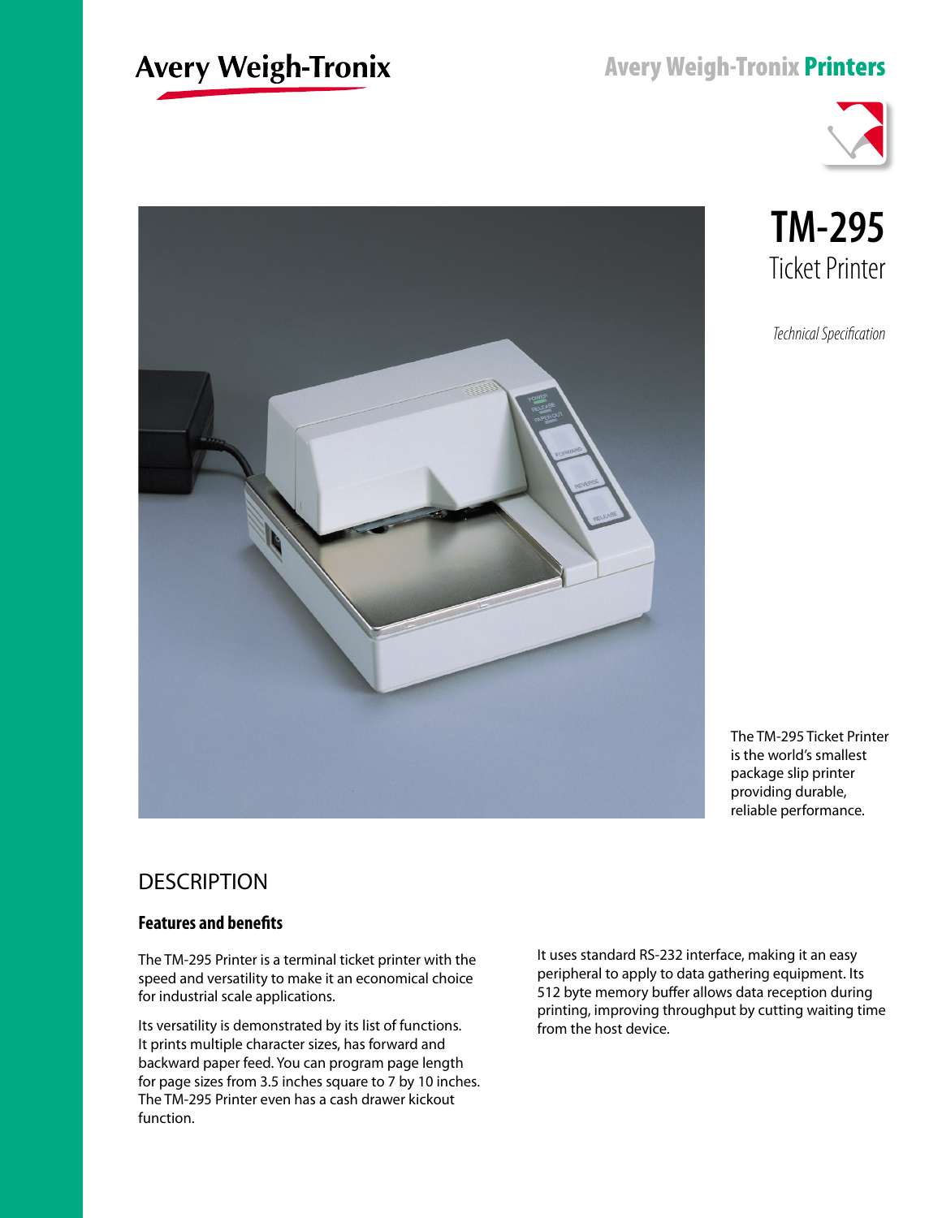Avery Weigh-Tronix

Avery Weigh-Tronix **Printers**

# TM-295

## Ticket Printer

*Technical Specification*

The TM-295 Ticket Printer is the world's smallest package slip printer providing durable, reliable performance.

## DESCRIPTION

### Features and benefits

The TM-295 Printer is a terminal ticket printer with the speed and versatility to make it an economical choice for industrial scale applications.

Its versatility is demonstrated by its list of functions. It prints multiple character sizes, has forward and backward paper feed. You can program page length for page sizes from 3.5 inches square to 7 by 10 inches. The TM-295 Printer even has a cash drawer kickout function.

It uses standard RS-232 interface, making it an easy peripheral to apply to data gathering equipment. Its 512 byte memory buffer allows data reception during printing, improving throughput by cutting waiting time from the host device.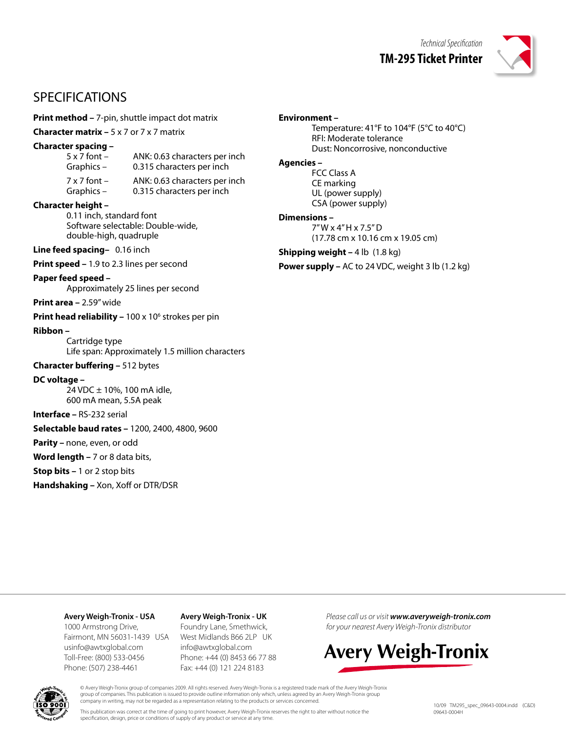Technical Specification

**TM-295 Ticket Printer**

# SPECIFICATIONS

**Print method –** 7-pin, shuttle impact dot matrix

**Character matrix –** 5 x 7 or 7 x 7 matrix

**Character spacing –**

| | |
|---|---|
| 5 x 7 font – | ANK: 0.63 characters per inch |
| Graphics – | 0.315 characters per inch |
| 7 x 7 font – | ANK: 0.63 characters per inch |
| Graphics – | 0.315 characters per inch |

**Character height –**
0.11 inch, standard font
Software selectable: Double-wide, double-high, quadruple

**Line feed spacing–** 0.16 inch

**Print speed –** 1.9 to 2.3 lines per second

**Paper feed speed –**
Approximately 25 lines per second

**Print area –** 2.59" wide

**Print head reliability –** 100 x $10^6$ strokes per pin

**Ribbon –**
Cartridge type
Life span: Approximately 1.5 million characters

**Character buffering –** 512 bytes

**DC voltage –**
24 VDC ± 10%, 100 mA idle,
600 mA mean, 5.5A peak

**Interface –** RS-232 serial

**Selectable baud rates –** 1200, 2400, 4800, 9600

**Parity –** none, even, or odd

**Word length –** 7 or 8 data bits,

**Stop bits –** 1 or 2 stop bits

**Handshaking –** Xon, Xoff or DTR/DSR

**Environment –**
Temperature: 41°F to 104°F (5°C to 40°C)
RFI: Moderate tolerance
Dust: Noncorrosive, nonconductive

**Agencies –**
FCC Class A
CE marking
UL (power supply)
CSA (power supply)

**Dimensions –**
7" W x 4" H x 7.5" D
(17.78 cm x 10.16 cm x 19.05 cm)

**Shipping weight –** 4 lb (1.8 kg)

**Power supply –** AC to 24 VDC, weight 3 lb (1.2 kg)

---

**Avery Weigh-Tronix - USA**
1000 Armstrong Drive,
Fairmont, MN 56031-1439 USA
usinfo@awtxglobal.com
Toll-Free: (800) 533-0456
Phone: (507) 238-4461

**Avery Weigh-Tronix - UK**
Foundry Lane, Smethwick,
West Midlands B66 2LP UK
info@awtxglobal.com
Phone: +44 (0) 8453 66 77 88
Fax: +44 (0) 121 224 8183

*Please call us or visit **www.averyweigh-tronix.com** for your nearest Avery Weigh-Tronix distributor*

**Avery Weigh-Tronix**

© Avery Weigh-Tronix group of companies 2009. All rights reserved. Avery Weigh-Tronix is a registered trade mark of the Avery Weigh-Tronix group of companies. This publication is issued to provide outline information only which, unless agreed by an Avery Weigh-Tronix group company in writing, may not be regarded as a representation relating to the products or services concerned.

This publication was correct at the time of going to print however, Avery Weigh-Tronix reserves the right to alter without notice the specification, design, price or conditions of supply of any product or service at any time.

10/09 TM295_spec_09643-0004.indd (C&D)
09643-0004H